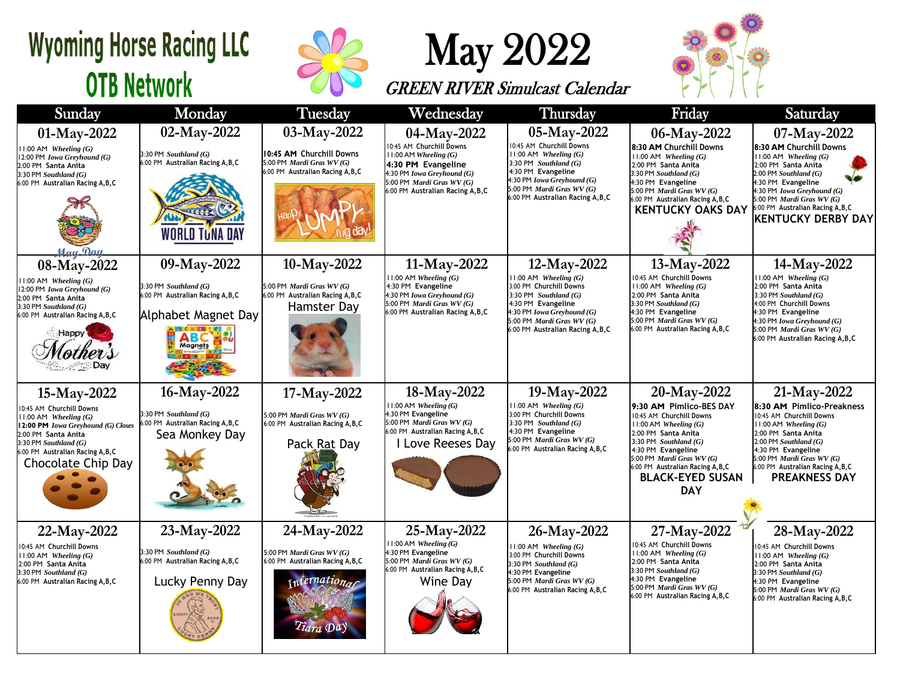# Wyoming Horse Racing LLC
## OTB Network

# May 2022
### *GREEN RIVER Simulcast Calendar*

| Sunday | Monday | Tuesday | Wednesday | Thursday | Friday | Saturday |
|---|---|---|---|---|---|---|
| **01-May-2022**<br>11:00 AM *Wheeling (G)*<br>12:00 PM *Iowa Greyhound (G)*<br>2:00 PM Santa Anita<br>3:30 PM *Southland (G)*<br>6:00 PM Australian Racing A,B,C<br>May Day | **02-May-2022**<br>3:30 PM *Southland (G)*<br>6:00 PM Australian Racing A,B,C<br>WORLD TUNA DAY | **03-May-2022**<br>**10:45 AM** Churchill Downs<br>5:00 PM *Mardi Gras WV (G)*<br>6:00 PM Australian Racing A,B,C<br>Happy Lumpy rug day! | **04-May-2022**<br>10:45 AM Churchill Downs<br>11:00 AM *Wheeling (G)*<br>**4:30 PM** Evangeline<br>4:30 PM *Iowa Greyhound (G)*<br>5:00 PM *Mardi Gras WV (G)*<br>6:00 PM Australian Racing A,B,C | **05-May-2022**<br>10:45 AM Churchill Downs<br>11:00 AM *Wheeling (G)*<br>3:30 PM *Southland (G)*<br>4:30 PM Evangeline<br>4:30 PM *Iowa Greyhound (G)*<br>5:00 PM *Mardi Gras WV (G)*<br>6:00 PM Australian Racing A,B,C | **06-May-2022**<br>**8:30 AM** Churchill Downs<br>11:00 AM *Wheeling (G)*<br>2:00 PM Santa Anita<br>3:30 PM *Southland (G)*<br>4:30 PM Evangeline<br>5:00 PM *Mardi Gras WV (G)*<br>6:00 PM Australian Racing A,B,C<br>KENTUCKY OAKS DAY | **07-May-2022**<br>**8:30 AM** Churchill Downs<br>11:00 AM *Wheeling (G)*<br>2:00 PM Santa Anita<br>2:00 PM *Southland (G)*<br>4:30 PM Evangeline<br>4:30 PM *Iowa Greyhound (G)*<br>5:00 PM *Mardi Gras WV (G)*<br>6:00 PM Australian Racing A,B,C<br>**KENTUCKY DERBY DAY** |
| **08-May-2022**<br>11:00 AM *Wheeling (G)*<br>12:00 PM *Iowa Greyhound (G)*<br>2:00 PM Santa Anita<br>3:30 PM *Southland (G)*<br>6:00 PM Australian Racing A,B,C<br>Happy Mother's Day | **09-May-2022**<br>3:30 PM *Southland (G)*<br>6:00 PM Australian Racing A,B,C<br>Alphabet Magnet Day | **10-May-2022**<br>5:00 PM *Mardi Gras WV (G)*<br>6:00 PM Australian Racing A,B,C<br>Hamster Day | **11-May-2022**<br>11:00 AM *Wheeling (G)*<br>4:30 PM Evangeline<br>4:30 PM *Iowa Greyhound (G)*<br>5:00 PM *Mardi Gras WV (G)*<br>6:00 PM Australian Racing A,B,C | **12-May-2022**<br>11:00 AM *Wheeling (G)*<br>3:00 PM Churchill Downs<br>3:30 PM *Southland (G)*<br>4:30 PM Evangeline<br>4:30 PM *Iowa Greyhound (G)*<br>5:00 PM *Mardi Gras WV (G)*<br>6:00 PM Australian Racing A,B,C | **13-May-2022**<br>10:45 AM Churchill Downs<br>11:00 AM *Wheeling (G)*<br>2:00 PM Santa Anita<br>3:30 PM *Southland (G)*<br>4:30 PM Evangeline<br>5:00 PM *Mardi Gras WV (G)*<br>6:00 PM Australian Racing A,B,C | **14-May-2022**<br>11:00 AM *Wheeling (G)*<br>2:00 PM Santa Anita<br>3:30 PM *Southland (G)*<br>4:00 PM Churchill Downs<br>4:30 PM Evangeline<br>4:30 PM *Iowa Greyhound (G)*<br>5:00 PM *Mardi Gras WV (G)*<br>6:00 PM Australian Racing A,B,C |
| **15-May-2022**<br>10:45 AM Churchill Downs<br>11:00 AM *Wheeling (G)*<br>**12:00 PM** *Iowa Greyhound (G) Closes*<br>2:00 PM Santa Anita<br>3:30 PM *Southland (G)*<br>6:00 PM Australian Racing A,B,C<br>Chocolate Chip Day | **16-May-2022**<br>3:30 PM *Southland (G)*<br>6:00 PM Australian Racing A,B,C<br>Sea Monkey Day | **17-May-2022**<br>5:00 PM *Mardi Gras WV (G)*<br>6:00 PM Australian Racing A,B,C<br>Pack Rat Day | **18-May-2022**<br>11:00 AM *Wheeling (G)*<br>4:30 PM Evangeline<br>5:00 PM *Mardi Gras WV (G)*<br>6:00 PM Australian Racing A,B,C<br>I Love Reeses Day | **19-May-2022**<br>11:00 AM *Wheeling (G)*<br>3:00 PM Churchill Downs<br>3:30 PM *Southland (G)*<br>4:30 PM Evangeline<br>5:00 PM *Mardi Gras WV (G)*<br>6:00 PM Australian Racing A,B,C | **20-May-2022**<br>**9:30 AM Pimlico-BES DAY**<br>10:45 AM Churchill Downs<br>11:00 AM *Wheeling (G)*<br>2:00 PM Santa Anita<br>3:30 PM *Southland (G)*<br>4:30 PM Evangeline<br>5:00 PM *Mardi Gras WV (G)*<br>6:00 PM Australian Racing A,B,C<br>**BLACK-EYED SUSAN DAY** | **21-May-2022**<br>**8:30 AM Pimlico-Preakness**<br>10:45 AM Churchill Downs<br>11:00 AM *Wheeling (G)*<br>2:00 PM Santa Anita<br>2:00 PM *Southland (G)*<br>4:30 PM Evangeline<br>5:00 PM *Mardi Gras WV (G)*<br>6:00 PM Australian Racing A,B,C<br>**PREAKNESS DAY** |
| **22-May-2022**<br>10:45 AM Churchill Downs<br>11:00 AM *Wheeling (G)*<br>2:00 PM Santa Anita<br>3:30 PM *Southland (G)*<br>6:00 PM Australian Racing A,B,C | **23-May-2022**<br>3:30 PM *Southland (G)*<br>6:00 PM Australian Racing A,B,C<br>Lucky Penny Day | **24-May-2022**<br>5:00 PM *Mardi Gras WV (G)*<br>6:00 PM Australian Racing A,B,C<br>International Tiara Day | **25-May-2022**<br>11:00 AM *Wheeling (G)*<br>4:30 PM Evangeline<br>5:00 PM *Mardi Gras WV (G)*<br>6:00 PM Australian Racing A,B,C<br>Wine Day | **26-May-2022**<br>11:00 AM *Wheeling (G)*<br>3:00 PM Churchill Downs<br>3:30 PM *Southland (G)*<br>4:30 PM Evangeline<br>5:00 PM *Mardi Gras WV (G)*<br>6:00 PM Australian Racing A,B,C | **27-May-2022**<br>10:45 AM Churchill Downs<br>11:00 AM *Wheeling (G)*<br>2:00 PM Santa Anita<br>3:30 PM *Southland (G)*<br>4:30 PM Evangeline<br>5:00 PM *Mardi Gras WV (G)*<br>6:00 PM Australian Racing A,B,C | **28-May-2022**<br>10:45 AM Churchill Downs<br>11:00 AM *Wheeling (G)*<br>2:00 PM Santa Anita<br>3:30 PM *Southland (G)*<br>4:30 PM Evangeline<br>5:00 PM *Mardi Gras WV (G)*<br>6:00 PM Australian Racing A,B,C |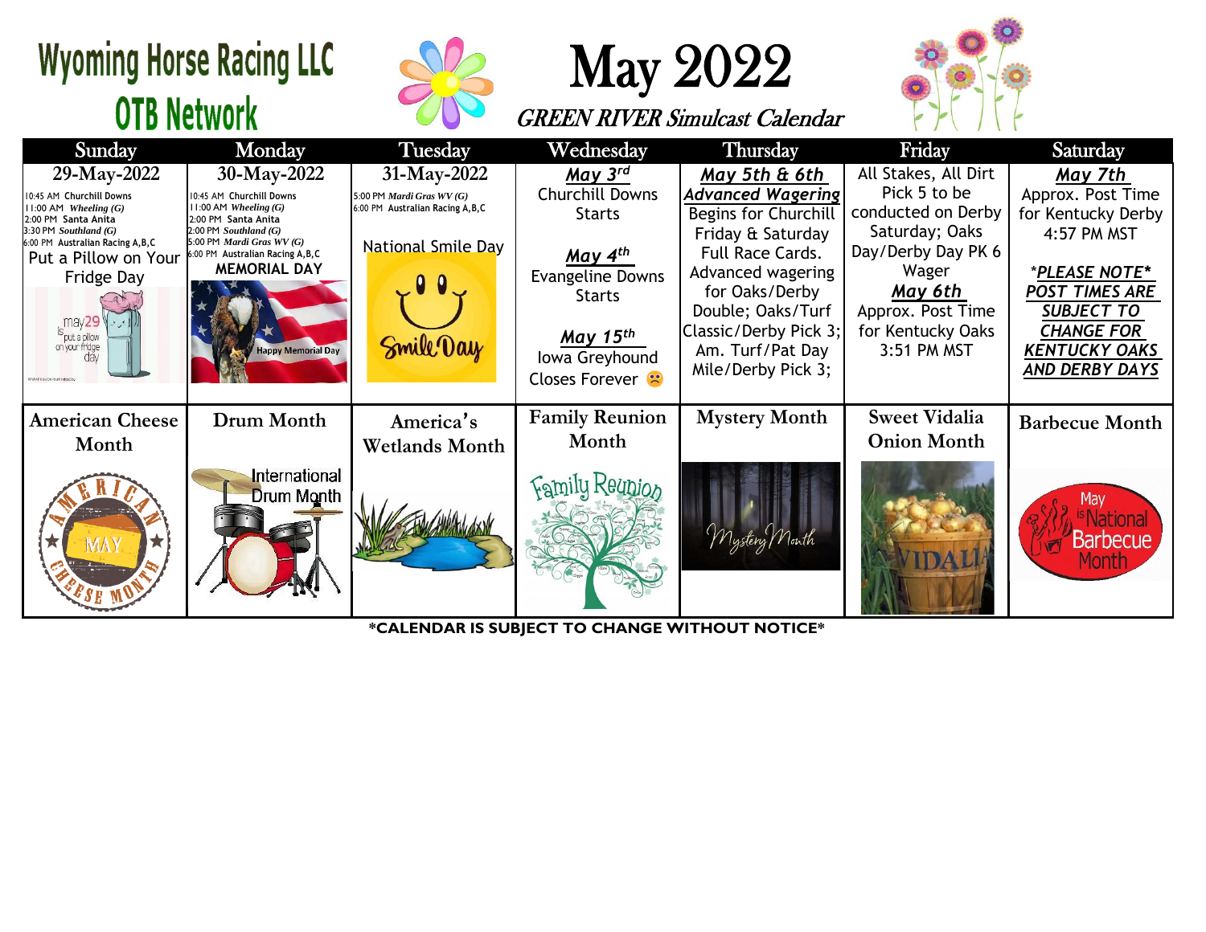# Wyoming Horse Racing LLC
# OTB Network

# May 2022

*GREEN RIVER Simulcast Calendar*

| Sunday | Monday | Tuesday | Wednesday | Thursday | Friday | Saturday |
|---|---|---|---|---|---|---|
| **29-May-2022**<br>10:45 AM Churchill Downs<br>11:00 AM *Wheeling (G)*<br>2:00 PM Santa Anita<br>3:30 PM *Southland (G)*<br>6:00 PM Australian Racing A,B,C<br>Put a Pillow on Your Fridge Day | **30-May-2022**<br>10:45 AM Churchill Downs<br>11:00 AM *Wheeling (G)*<br>2:00 PM Santa Anita<br>2:00 PM *Southland (G)*<br>5:00 PM *Mardi Gras WV (G)*<br>6:00 PM Australian Racing A,B,C<br>**MEMORIAL DAY** | **31-May-2022**<br>5:00 PM *Mardi Gras WV (G)*<br>6:00 PM Australian Racing A,B,C<br>National Smile Day | ***May 3rd***<br>Churchill Downs Starts<br>***May 4th***<br>Evangeline Downs Starts<br>***May 15th***<br>Iowa Greyhound Closes Forever ☹ | ***May 5th & 6th Advanced Wagering*** Begins for Churchill Friday & Saturday Full Race Cards. Advanced wagering for Oaks/Derby Double; Oaks/Turf Classic/Derby Pick 3; Am. Turf/Pat Day Mile/Derby Pick 3; | All Stakes, All Dirt Pick 5 to be conducted on Derby Saturday; Oaks Day/Derby Day PK 6 Wager<br>***May 6th***<br>Approx. Post Time for Kentucky Oaks 3:51 PM MST | ***May 7th***<br>Approx. Post Time for Kentucky Derby 4:57 PM MST<br>****PLEASE NOTE* POST TIMES ARE SUBJECT TO CHANGE FOR KENTUCKY OAKS AND DERBY DAYS*** |
| **American Cheese Month** | **Drum Month** | **America's Wetlands Month** | **Family Reunion Month** | **Mystery Month** | **Sweet Vidalia Onion Month** | **Barbecue Month** |

***CALENDAR IS SUBJECT TO CHANGE WITHOUT NOTICE***